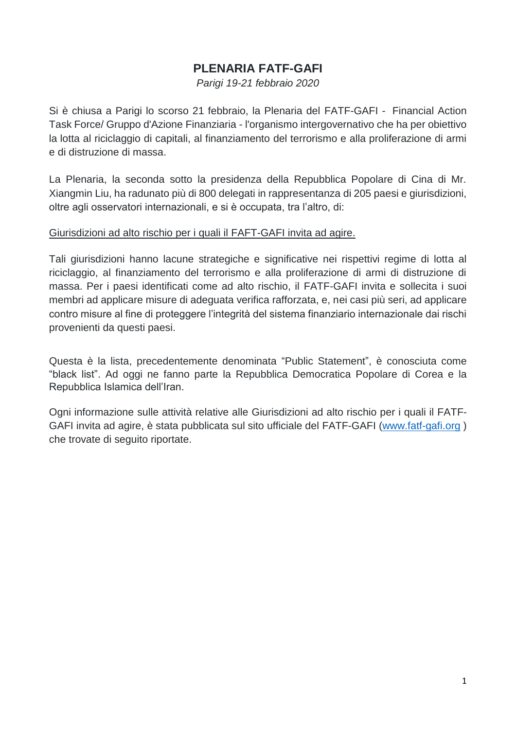# PLENARIA FATF-GAFI

*Parigi 19-21 febbraio 2020*

Si è chiusa a Parigi lo scorso 21 febbraio, la Plenaria del FATF-GAFI - Financial Action Task Force/ Gruppo d'Azione Finanziaria - l'organismo intergovernativo che ha per obiettivo la lotta al riciclaggio di capitali, al finanziamento del terrorismo e alla proliferazione di armi e di distruzione di massa.

La Plenaria, la seconda sotto la presidenza della Repubblica Popolare di Cina di Mr. Xiangmin Liu, ha radunato più di 800 delegati in rappresentanza di 205 paesi e giurisdizioni, oltre agli osservatori internazionali, e si è occupata, tra l'altro, di:

<u>Giurisdizioni ad alto rischio per i quali il FAFT-GAFI invita ad agire.</u>

Tali giurisdizioni hanno lacune strategiche e significative nei rispettivi regime di lotta al riciclaggio, al finanziamento del terrorismo e alla proliferazione di armi di distruzione di massa. Per i paesi identificati come ad alto rischio, il FATF-GAFI invita e sollecita i suoi membri ad applicare misure di adeguata verifica rafforzata, e, nei casi più seri, ad applicare contro misure al fine di proteggere l'integrità del sistema finanziario internazionale dai rischi provenienti da questi paesi.

Questa è la lista, precedentemente denominata "Public Statement", è conosciuta come "black list". Ad oggi ne fanno parte la Repubblica Democratica Popolare di Corea e la Repubblica Islamica dell'Iran.

Ogni informazione sulle attività relative alle Giurisdizioni ad alto rischio per i quali il FATF-GAFI invita ad agire, è stata pubblicata sul sito ufficiale del FATF-GAFI ([www.fatf-gafi.org](http://www.fatf-gafi.org) ) che trovate di seguito riportate.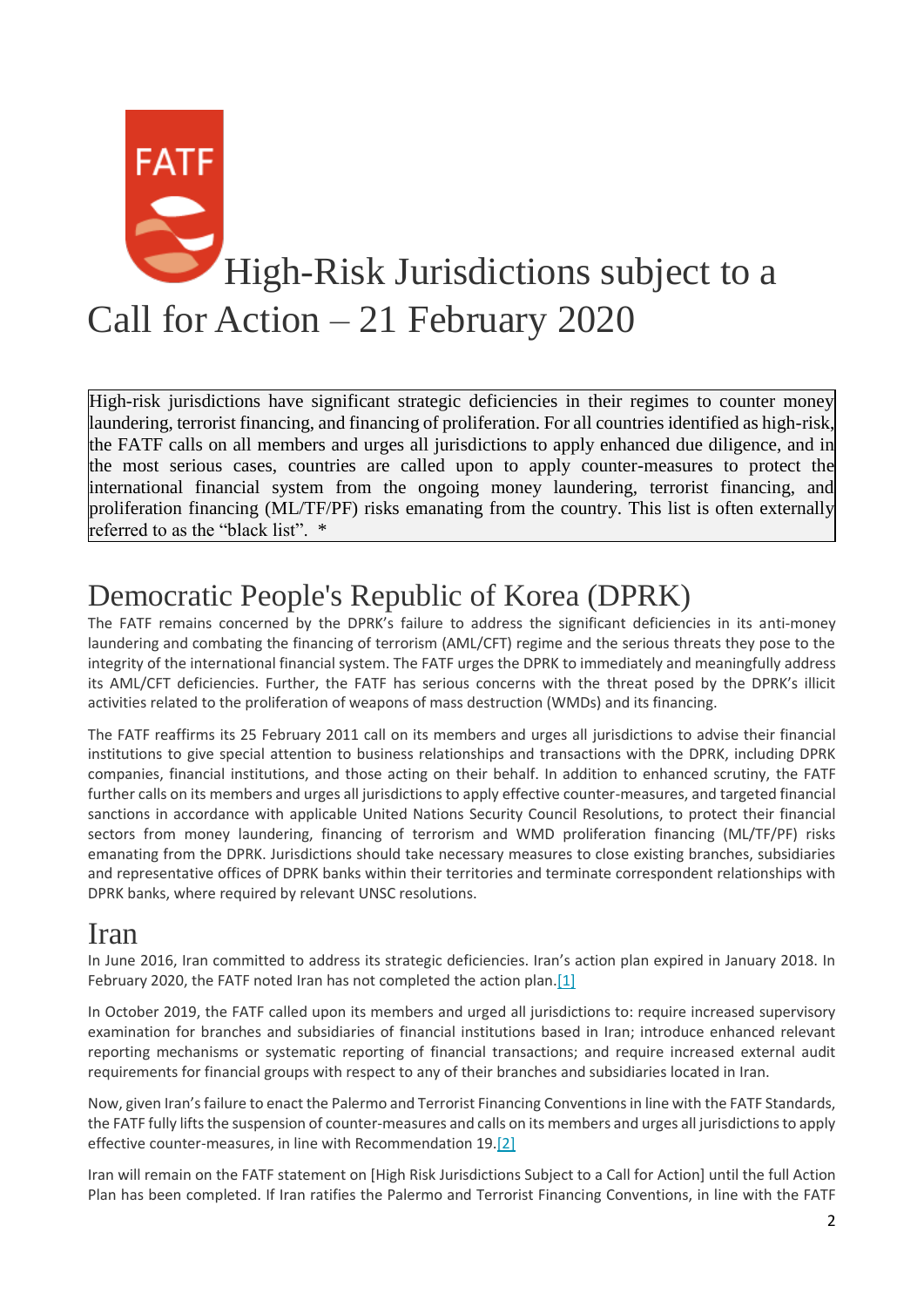# High-Risk Jurisdictions subject to a Call for Action – 21 February 2020

High-risk jurisdictions have significant strategic deficiencies in their regimes to counter money laundering, terrorist financing, and financing of proliferation. For all countries identified as high-risk, the FATF calls on all members and urges all jurisdictions to apply enhanced due diligence, and in the most serious cases, countries are called upon to apply counter-measures to protect the international financial system from the ongoing money laundering, terrorist financing, and proliferation financing (ML/TF/PF) risks emanating from the country. This list is often externally referred to as the "black list". *

## Democratic People's Republic of Korea (DPRK)

The FATF remains concerned by the DPRK's failure to address the significant deficiencies in its anti-money laundering and combating the financing of terrorism (AML/CFT) regime and the serious threats they pose to the integrity of the international financial system. The FATF urges the DPRK to immediately and meaningfully address its AML/CFT deficiencies. Further, the FATF has serious concerns with the threat posed by the DPRK's illicit activities related to the proliferation of weapons of mass destruction (WMDs) and its financing.

The FATF reaffirms its 25 February 2011 call on its members and urges all jurisdictions to advise their financial institutions to give special attention to business relationships and transactions with the DPRK, including DPRK companies, financial institutions, and those acting on their behalf. In addition to enhanced scrutiny, the FATF further calls on its members and urges all jurisdictions to apply effective counter-measures, and targeted financial sanctions in accordance with applicable United Nations Security Council Resolutions, to protect their financial sectors from money laundering, financing of terrorism and WMD proliferation financing (ML/TF/PF) risks emanating from the DPRK. Jurisdictions should take necessary measures to close existing branches, subsidiaries and representative offices of DPRK banks within their territories and terminate correspondent relationships with DPRK banks, where required by relevant UNSC resolutions.

## Iran

In June 2016, Iran committed to address its strategic deficiencies. Iran's action plan expired in January 2018. In February 2020, the FATF noted Iran has not completed the action plan.[1]

In October 2019, the FATF called upon its members and urged all jurisdictions to: require increased supervisory examination for branches and subsidiaries of financial institutions based in Iran; introduce enhanced relevant reporting mechanisms or systematic reporting of financial transactions; and require increased external audit requirements for financial groups with respect to any of their branches and subsidiaries located in Iran.

Now, given Iran's failure to enact the Palermo and Terrorist Financing Conventions in line with the FATF Standards, the FATF fully lifts the suspension of counter-measures and calls on its members and urges all jurisdictions to apply effective counter-measures, in line with Recommendation 19.[2]

Iran will remain on the FATF statement on [High Risk Jurisdictions Subject to a Call for Action] until the full Action Plan has been completed. If Iran ratifies the Palermo and Terrorist Financing Conventions, in line with the FATF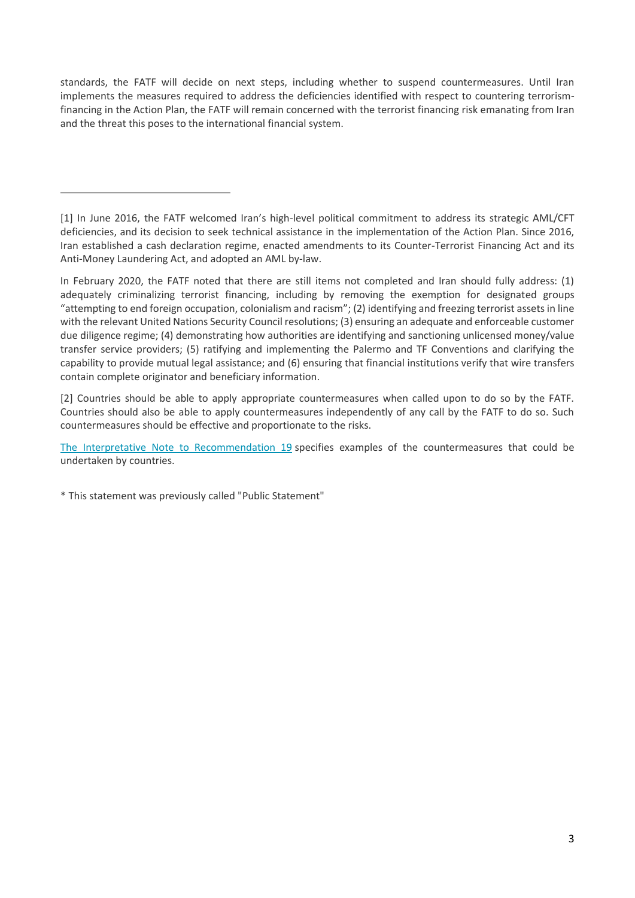standards, the FATF will decide on next steps, including whether to suspend countermeasures. Until Iran implements the measures required to address the deficiencies identified with respect to countering terrorism-financing in the Action Plan, the FATF will remain concerned with the terrorist financing risk emanating from Iran and the threat this poses to the international financial system.

---

[1] In June 2016, the FATF welcomed Iran's high-level political commitment to address its strategic AML/CFT deficiencies, and its decision to seek technical assistance in the implementation of the Action Plan. Since 2016, Iran established a cash declaration regime, enacted amendments to its Counter-Terrorist Financing Act and its Anti-Money Laundering Act, and adopted an AML by-law.

In February 2020, the FATF noted that there are still items not completed and Iran should fully address: (1) adequately criminalizing terrorist financing, including by removing the exemption for designated groups "attempting to end foreign occupation, colonialism and racism"; (2) identifying and freezing terrorist assets in line with the relevant United Nations Security Council resolutions; (3) ensuring an adequate and enforceable customer due diligence regime; (4) demonstrating how authorities are identifying and sanctioning unlicensed money/value transfer service providers; (5) ratifying and implementing the Palermo and TF Conventions and clarifying the capability to provide mutual legal assistance; and (6) ensuring that financial institutions verify that wire transfers contain complete originator and beneficiary information.

[2] Countries should be able to apply appropriate countermeasures when called upon to do so by the FATF. Countries should also be able to apply countermeasures independently of any call by the FATF to do so. Such countermeasures should be effective and proportionate to the risks.

The Interpretative Note to Recommendation 19 specifies examples of the countermeasures that could be undertaken by countries.

* This statement was previously called "Public Statement"